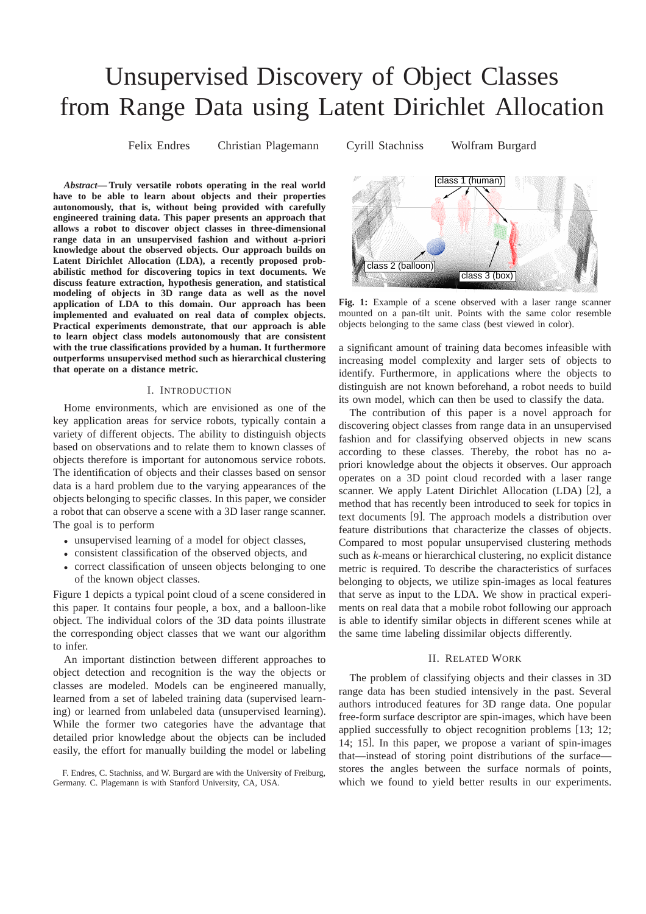# Unsupervised Discovery of Object Classes from Range Data using Latent Dirichlet Allocation

Felix Endres Christian Plagemann Cyrill Stachniss Wolfram Burgard

***Abstract*— Truly versatile robots operating in the real world have to be able to learn about objects and their properties autonomously, that is, without being provided with carefully engineered training data. This paper presents an approach that allows a robot to discover object classes in three-dimensional range data in an unsupervised fashion and without a-priori knowledge about the observed objects. Our approach builds on Latent Dirichlet Allocation (LDA), a recently proposed probabilistic method for discovering topics in text documents. We discuss feature extraction, hypothesis generation, and statistical modeling of objects in 3D range data as well as the novel application of LDA to this domain. Our approach has been implemented and evaluated on real data of complex objects. Practical experiments demonstrate, that our approach is able to learn object class models autonomously that are consistent with the true classifications provided by a human. It furthermore outperforms unsupervised method such as hierarchical clustering that operate on a distance metric.**

## I. Introduction

Home environments, which are envisioned as one of the key application areas for service robots, typically contain a variety of different objects. The ability to distinguish objects based on observations and to relate them to known classes of objects therefore is important for autonomous service robots. The identification of objects and their classes based on sensor data is a hard problem due to the varying appearances of the objects belonging to specific classes. In this paper, we consider a robot that can observe a scene with a 3D laser range scanner. The goal is to perform

- unsupervised learning of a model for object classes,
- consistent classification of the observed objects, and
- correct classification of unseen objects belonging to one of the known object classes.

Figure 1 depicts a typical point cloud of a scene considered in this paper. It contains four people, a box, and a balloon-like object. The individual colors of the 3D data points illustrate the corresponding object classes that we want our algorithm to infer.

An important distinction between different approaches to object detection and recognition is the way the objects or classes are modeled. Models can be engineered manually, learned from a set of labeled training data (supervised learning) or learned from unlabeled data (unsupervised learning). While the former two categories have the advantage that detailed prior knowledge about the objects can be included easily, the effort for manually building the model or labeling a significant amount of training data becomes infeasible with increasing model complexity and larger sets of objects to identify. Furthermore, in applications where the objects to distinguish are not known beforehand, a robot needs to build its own model, which can then be used to classify the data.

F. Endres, C. Stachniss, and W. Burgard are with the University of Freiburg, Germany. C. Plagemann is with Stanford University, CA, USA.

class 1 (human)
class 2 (balloon)
class 3 (box)

**Fig. 1:** Example of a scene observed with a laser range scanner mounted on a pan-tilt unit. Points with the same color resemble objects belonging to the same class (best viewed in color).

The contribution of this paper is a novel approach for discovering object classes from range data in an unsupervised fashion and for classifying observed objects in new scans according to these classes. Thereby, the robot has no a-priori knowledge about the objects it observes. Our approach operates on a 3D point cloud recorded with a laser range scanner. We apply Latent Dirichlet Allocation (LDA) [2], a method that has recently been introduced to seek for topics in text documents [9]. The approach models a distribution over feature distributions that characterize the classes of objects. Compared to most popular unsupervised clustering methods such as *k*-means or hierarchical clustering, no explicit distance metric is required. To describe the characteristics of surfaces belonging to objects, we utilize spin-images as local features that serve as input to the LDA. We show in practical experiments on real data that a mobile robot following our approach is able to identify similar objects in different scenes while at the same time labeling dissimilar objects differently.

## II. Related Work

The problem of classifying objects and their classes in 3D range data has been studied intensively in the past. Several authors introduced features for 3D range data. One popular free-form surface descriptor are spin-images, which have been applied successfully to object recognition problems [13; 12; 14; 15]. In this paper, we propose a variant of spin-images that—instead of storing point distributions of the surface—stores the angles between the surface normals of points, which we found to yield better results in our experiments.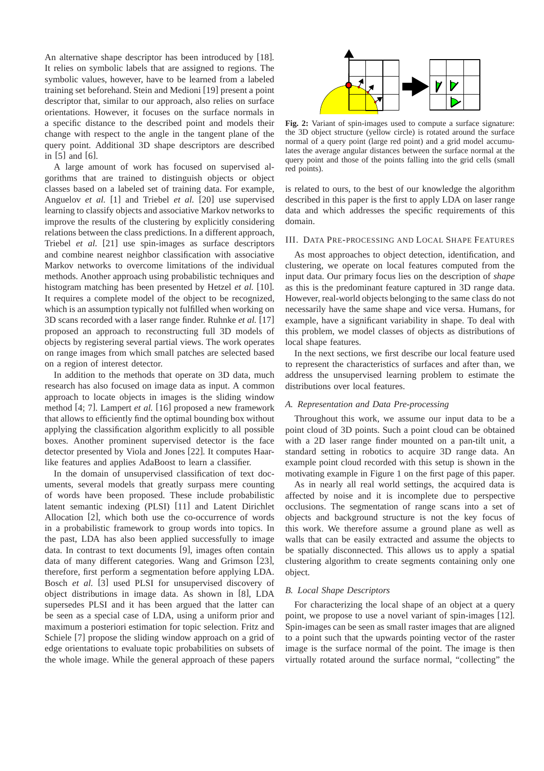An alternative shape descriptor has been introduced by [18]. It relies on symbolic labels that are assigned to regions. The symbolic values, however, have to be learned from a labeled training set beforehand. Stein and Medioni [19] present a point descriptor that, similar to our approach, also relies on surface orientations. However, it focuses on the surface normals in a specific distance to the described point and models their change with respect to the angle in the tangent plane of the query point. Additional 3D shape descriptors are described in [5] and [6].

A large amount of work has focused on supervised algorithms that are trained to distinguish objects or object classes based on a labeled set of training data. For example, Anguelov *et al.* [1] and Triebel *et al.* [20] use supervised learning to classify objects and associative Markov networks to improve the results of the clustering by explicitly considering relations between the class predictions. In a different approach, Triebel *et al.* [21] use spin-images as surface descriptors and combine nearest neighbor classification with associative Markov networks to overcome limitations of the individual methods. Another approach using probabilistic techniques and histogram matching has been presented by Hetzel *et al.* [10]. It requires a complete model of the object to be recognized, which is an assumption typically not fulfilled when working on 3D scans recorded with a laser range finder. Ruhnke *et al.* [17] proposed an approach to reconstructing full 3D models of objects by registering several partial views. The work operates on range images from which small patches are selected based on a region of interest detector.

In addition to the methods that operate on 3D data, much research has also focused on image data as input. A common approach to locate objects in images is the sliding window method [4; 7]. Lampert *et al.* [16] proposed a new framework that allows to efficiently find the optimal bounding box without applying the classification algorithm explicitly to all possible boxes. Another prominent supervised detector is the face detector presented by Viola and Jones [22]. It computes Haar-like features and applies AdaBoost to learn a classifier.

In the domain of unsupervised classification of text documents, several models that greatly surpass mere counting of words have been proposed. These include probabilistic latent semantic indexing (PLSI) [11] and Latent Dirichlet Allocation [2], which both use the co-occurrence of words in a probabilistic framework to group words into topics. In the past, LDA has also been applied successfully to image data. In contrast to text documents [9], images often contain data of many different categories. Wang and Grimson [23], therefore, first perform a segmentation before applying LDA. Bosch *et al.* [3] used PLSI for unsupervised discovery of object distributions in image data. As shown in [8], LDA supersedes PLSI and it has been argued that the latter can be seen as a special case of LDA, using a uniform prior and maximum a posteriori estimation for topic selection. Fritz and Schiele [7] propose the sliding window approach on a grid of edge orientations to evaluate topic probabilities on subsets of the whole image. While the general approach of these papers is related to ours, to the best of our knowledge the algorithm described in this paper is the first to apply LDA on laser range data and which addresses the specific requirements of this domain.

**Fig. 2:** Variant of spin-images used to compute a surface signature: the 3D object structure (yellow circle) is rotated around the surface normal of a query point (large red point) and a grid model accumulates the average angular distances between the surface normal at the query point and those of the points falling into the grid cells (small red points).

## III. Data Pre-processing and Local Shape Features

As most approaches to object detection, identification, and clustering, we operate on local features computed from the input data. Our primary focus lies on the description of *shape* as this is the predominant feature captured in 3D range data. However, real-world objects belonging to the same class do not necessarily have the same shape and vice versa. Humans, for example, have a significant variability in shape. To deal with this problem, we model classes of objects as distributions of local shape features.

In the next sections, we first describe our local feature used to represent the characteristics of surfaces and after than, we address the unsupervised learning problem to estimate the distributions over local features.

### *A. Representation and Data Pre-processing*

Throughout this work, we assume our input data to be a point cloud of 3D points. Such a point cloud can be obtained with a 2D laser range finder mounted on a pan-tilt unit, a standard setting in robotics to acquire 3D range data. An example point cloud recorded with this setup is shown in the motivating example in Figure 1 on the first page of this paper.

As in nearly all real world settings, the acquired data is affected by noise and it is incomplete due to perspective occlusions. The segmentation of range scans into a set of objects and background structure is not the key focus of this work. We therefore assume a ground plane as well as walls that can be easily extracted and assume the objects to be spatially disconnected. This allows us to apply a spatial clustering algorithm to create segments containing only one object.

### *B. Local Shape Descriptors*

For characterizing the local shape of an object at a query point, we propose to use a novel variant of spin-images [12]. Spin-images can be seen as small raster images that are aligned to a point such that the upwards pointing vector of the raster image is the surface normal of the point. The image is then virtually rotated around the surface normal, "collecting" the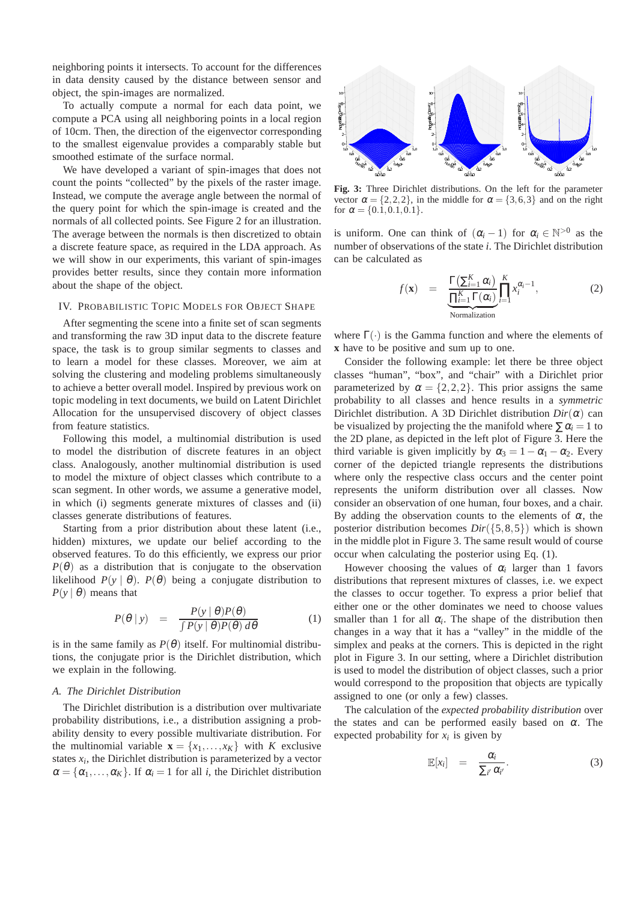neighboring points it intersects. To account for the differences in data density caused by the distance between sensor and object, the spin-images are normalized.

To actually compute a normal for each data point, we compute a PCA using all neighboring points in a local region of 10cm. Then, the direction of the eigenvector corresponding to the smallest eigenvalue provides a comparably stable but smoothed estimate of the surface normal.

We have developed a variant of spin-images that does not count the points "collected" by the pixels of the raster image. Instead, we compute the average angle between the normal of the query point for which the spin-image is created and the normals of all collected points. See Figure 2 for an illustration. The average between the normals is then discretized to obtain a discrete feature space, as required in the LDA approach. As we will show in our experiments, this variant of spin-images provides better results, since they contain more information about the shape of the object.

## IV. Probabilistic Topic Models for Object Shape

After segmenting the scene into a finite set of scan segments and transforming the raw 3D input data to the discrete feature space, the task is to group similar segments to classes and to learn a model for these classes. Moreover, we aim at solving the clustering and modeling problems simultaneously to achieve a better overall model. Inspired by previous work on topic modeling in text documents, we build on Latent Dirichlet Allocation for the unsupervised discovery of object classes from feature statistics.

Following this model, a multinomial distribution is used to model the distribution of discrete features in an object class. Analogously, another multinomial distribution is used to model the mixture of object classes which contribute to a scan segment. In other words, we assume a generative model, in which (i) segments generate mixtures of classes and (ii) classes generate distributions of features.

Starting from a prior distribution about these latent (i.e., hidden) mixtures, we update our belief according to the observed features. To do this efficiently, we express our prior $P(\theta)$ as a distribution that is conjugate to the observation likelihood $P(y \mid \theta)$. $P(\theta)$ being a conjugate distribution to $P(y \mid \theta)$ means that

$$P(\theta \mid y) \quad = \quad \frac{P(y \mid \theta)P(\theta)}{\int P(y \mid \theta)P(\theta)\, d\theta} \tag{1}$$

is in the same family as $P(\theta)$ itself. For multinomial distributions, the conjugate prior is the Dirichlet distribution, which we explain in the following.

### A. The Dirichlet Distribution

The Dirichlet distribution is a distribution over multivariate probability distributions, i.e., a distribution assigning a probability density to every possible multivariate distribution. For the multinomial variable $\mathbf{x} = \{x_1, \ldots, x_K\}$ with $K$ exclusive states $x_i$, the Dirichlet distribution is parameterized by a vector $\alpha = \{\alpha_1, \ldots, \alpha_K\}$. If $\alpha_i = 1$ for all $i$, the Dirichlet distribution is uniform. One can think of $(\alpha_i - 1)$ for $\alpha_i \in \mathbb{N}^{>0}$ as the number of observations of the state $i$. The Dirichlet distribution can be calculated as

$$f(\mathbf{x}) \quad = \quad \underbrace{\frac{\Gamma\left(\sum_{i=1}^{K} \alpha_i\right)}{\prod_{i=1}^{K} \Gamma(\alpha_i)}}_{\text{Normalization}} \prod_{i=1}^{K} x_i^{\alpha_i - 1}, \tag{2}$$

where $\Gamma(\cdot)$ is the Gamma function and where the elements of $\mathbf{x}$ have to be positive and sum up to one.

Fig. 3: Three Dirichlet distributions. On the left for the parameter vector $\alpha = \{2,2,2\}$, in the middle for $\alpha = \{3,6,3\}$ and on the right for $\alpha = \{0.1,0.1,0.1\}$.

Consider the following example: let there be three object classes "human", "box", and "chair" with a Dirichlet prior parameterized by $\alpha = \{2,2,2\}$. This prior assigns the same probability to all classes and hence results in a *symmetric* Dirichlet distribution. A 3D Dirichlet distribution $Dir(\alpha)$ can be visualized by projecting the the manifold where $\sum \alpha_i = 1$ to the 2D plane, as depicted in the left plot of Figure 3. Here the third variable is given implicitly by $\alpha_3 = 1 - \alpha_1 - \alpha_2$. Every corner of the depicted triangle represents the distributions where only the respective class occurs and the center point represents the uniform distribution over all classes. Now consider an observation of one human, four boxes, and a chair. By adding the observation counts to the elements of $\alpha$, the posterior distribution becomes $Dir(\{5,8,5\})$ which is shown in the middle plot in Figure 3. The same result would of course occur when calculating the posterior using Eq. (1).

However choosing the values of $\alpha_i$ larger than 1 favors distributions that represent mixtures of classes, i.e. we expect the classes to occur together. To express a prior belief that either one or the other dominates we need to choose values smaller than 1 for all $\alpha_i$. The shape of the distribution then changes in a way that it has a "valley" in the middle of the simplex and peaks at the corners. This is depicted in the right plot in Figure 3. In our setting, where a Dirichlet distribution is used to model the distribution of object classes, such a prior would correspond to the proposition that objects are typically assigned to one (or only a few) classes.

The calculation of the *expected probability distribution* over the states and can be performed easily based on $\alpha$. The expected probability for $x_i$ is given by

$$\mathbb{E}[x_i] \quad = \quad \frac{\alpha_i}{\sum_{i'} \alpha_{i'}}. \tag{3}$$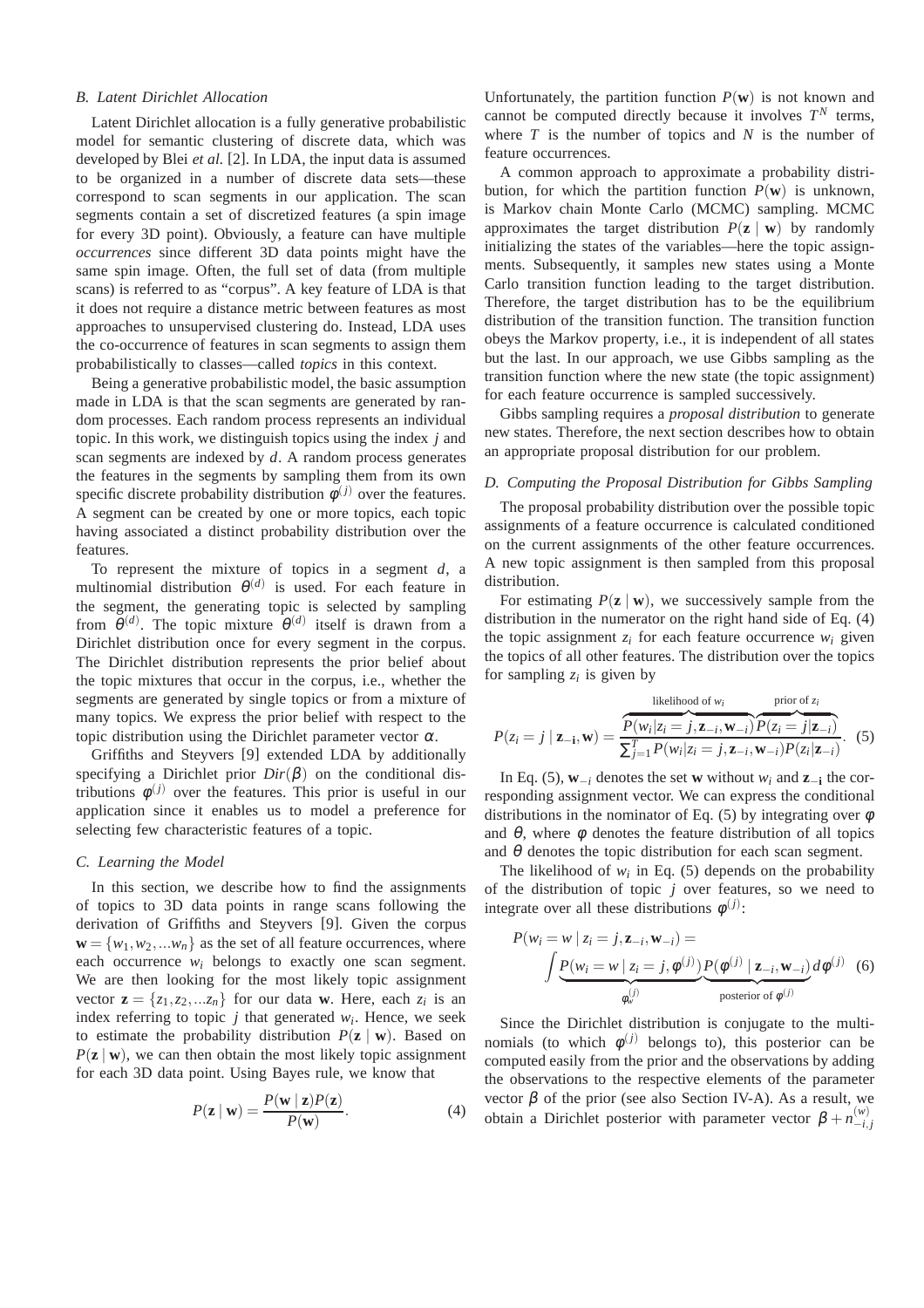### B. Latent Dirichlet Allocation

Latent Dirichlet allocation is a fully generative probabilistic model for semantic clustering of discrete data, which was developed by Blei *et al.* [2]. In LDA, the input data is assumed to be organized in a number of discrete data sets—these correspond to scan segments in our application. The scan segments contain a set of discretized features (a spin image for every 3D point). Obviously, a feature can have multiple *occurrences* since different 3D data points might have the same spin image. Often, the full set of data (from multiple scans) is referred to as "corpus". A key feature of LDA is that it does not require a distance metric between features as most approaches to unsupervised clustering do. Instead, LDA uses the co-occurrence of features in scan segments to assign them probabilistically to classes—called *topics* in this context.

Being a generative probabilistic model, the basic assumption made in LDA is that the scan segments are generated by random processes. Each random process represents an individual topic. In this work, we distinguish topics using the index $j$ and scan segments are indexed by $d$. A random process generates the features in the segments by sampling them from its own specific discrete probability distribution $\phi^{(j)}$ over the features. A segment can be created by one or more topics, each topic having associated a distinct probability distribution over the features.

To represent the mixture of topics in a segment $d$, a multinomial distribution $\theta^{(d)}$ is used. For each feature in the segment, the generating topic is selected by sampling from $\theta^{(d)}$. The topic mixture $\theta^{(d)}$ itself is drawn from a Dirichlet distribution once for every segment in the corpus. The Dirichlet distribution represents the prior belief about the topic mixtures that occur in the corpus, i.e., whether the segments are generated by single topics or from a mixture of many topics. We express the prior belief with respect to the topic distribution using the Dirichlet parameter vector $\alpha$.

Griffiths and Steyvers [9] extended LDA by additionally specifying a Dirichlet prior $Dir(\beta)$ on the conditional distributions $\phi^{(j)}$ over the features. This prior is useful in our application since it enables us to model a preference for selecting few characteristic features of a topic.

### C. Learning the Model

In this section, we describe how to find the assignments of topics to 3D data points in range scans following the derivation of Griffiths and Steyvers [9]. Given the corpus $\mathbf{w} = \{w_1, w_2, \ldots w_n\}$ as the set of all feature occurrences, where each occurrence $w_i$ belongs to exactly one scan segment. We are then looking for the most likely topic assignment vector $\mathbf{z} = \{z_1, z_2, \ldots z_n\}$ for our data $\mathbf{w}$. Here, each $z_i$ is an index referring to topic $j$ that generated $w_i$. Hence, we seek to estimate the probability distribution $P(\mathbf{z} \mid \mathbf{w})$. Based on $P(\mathbf{z} \mid \mathbf{w})$, we can then obtain the most likely topic assignment for each 3D data point. Using Bayes rule, we know that

$$P(\mathbf{z} \mid \mathbf{w}) = \frac{P(\mathbf{w} \mid \mathbf{z}) P(\mathbf{z})}{P(\mathbf{w})}. \tag{4}$$

Unfortunately, the partition function $P(\mathbf{w})$ is not known and cannot be computed directly because it involves $T^N$ terms, where $T$ is the number of topics and $N$ is the number of feature occurrences.

A common approach to approximate a probability distribution, for which the partition function $P(\mathbf{w})$ is unknown, is Markov chain Monte Carlo (MCMC) sampling. MCMC approximates the target distribution $P(\mathbf{z} \mid \mathbf{w})$ by randomly initializing the states of the variables—here the topic assignments. Subsequently, it samples new states using a Monte Carlo transition function leading to the target distribution. Therefore, the target distribution has to be the equilibrium distribution of the transition function. The transition function obeys the Markov property, i.e., it is independent of all states but the last. In our approach, we use Gibbs sampling as the transition function where the new state (the topic assignment) for each feature occurrence is sampled successively.

Gibbs sampling requires a *proposal distribution* to generate new states. Therefore, the next section describes how to obtain an appropriate proposal distribution for our problem.

### D. Computing the Proposal Distribution for Gibbs Sampling

The proposal probability distribution over the possible topic assignments of a feature occurrence is calculated conditioned on the current assignments of the other feature occurrences. A new topic assignment is then sampled from this proposal distribution.

For estimating $P(\mathbf{z} \mid \mathbf{w})$, we successively sample from the distribution in the numerator on the right hand side of Eq. (4) the topic assignment $z_i$ for each feature occurrence $w_i$ given the topics of all other features. The distribution over the topics for sampling $z_i$ is given by

$$P(z_i = j \mid \mathbf{z_{-i}}, \mathbf{w}) = \frac{\overbrace{P(w_i | z_i = j, \mathbf{z}_{-i}, \mathbf{w}_{-i})}^{\text{likelihood of } w_i} \overbrace{P(z_i = j | \mathbf{z}_{-i})}^{\text{prior of } z_i}}{\sum_{j=1}^{T} P(w_i | z_i = j, \mathbf{z}_{-i}, \mathbf{w}_{-i}) P(z_i | \mathbf{z}_{-i})}. \tag{5}$$

In Eq. (5), $\mathbf{w}_{-i}$ denotes the set $\mathbf{w}$ without $w_i$ and $\mathbf{z_{-i}}$ the corresponding assignment vector. We can express the conditional distributions in the nominator of Eq. (5) by integrating over $\phi$ and $\theta$, where $\phi$ denotes the feature distribution of all topics and $\theta$ denotes the topic distribution for each scan segment.

The likelihood of $w_i$ in Eq. (5) depends on the probability of the distribution of topic $j$ over features, so we need to integrate over all these distributions $\phi^{(j)}$:

$$P(w_i = w \mid z_i = j, \mathbf{z}_{-i}, \mathbf{w}_{-i}) = \int \underbrace{P(w_i = w \mid z_i = j, \phi^{(j)})}_{\phi_w^{(j)}} \underbrace{P(\phi^{(j)} \mid \mathbf{z}_{-i}, \mathbf{w}_{-i})}_{\text{posterior of } \phi^{(j)}} d\phi^{(j)} \tag{6}$$

Since the Dirichlet distribution is conjugate to the multinomials (to which $\phi^{(j)}$ belongs to), this posterior can be computed easily from the prior and the observations by adding the observations to the respective elements of the parameter vector $\beta$ of the prior (see also Section IV-A). As a result, we obtain a Dirichlet posterior with parameter vector $\beta + n_{-i,j}^{(w)}$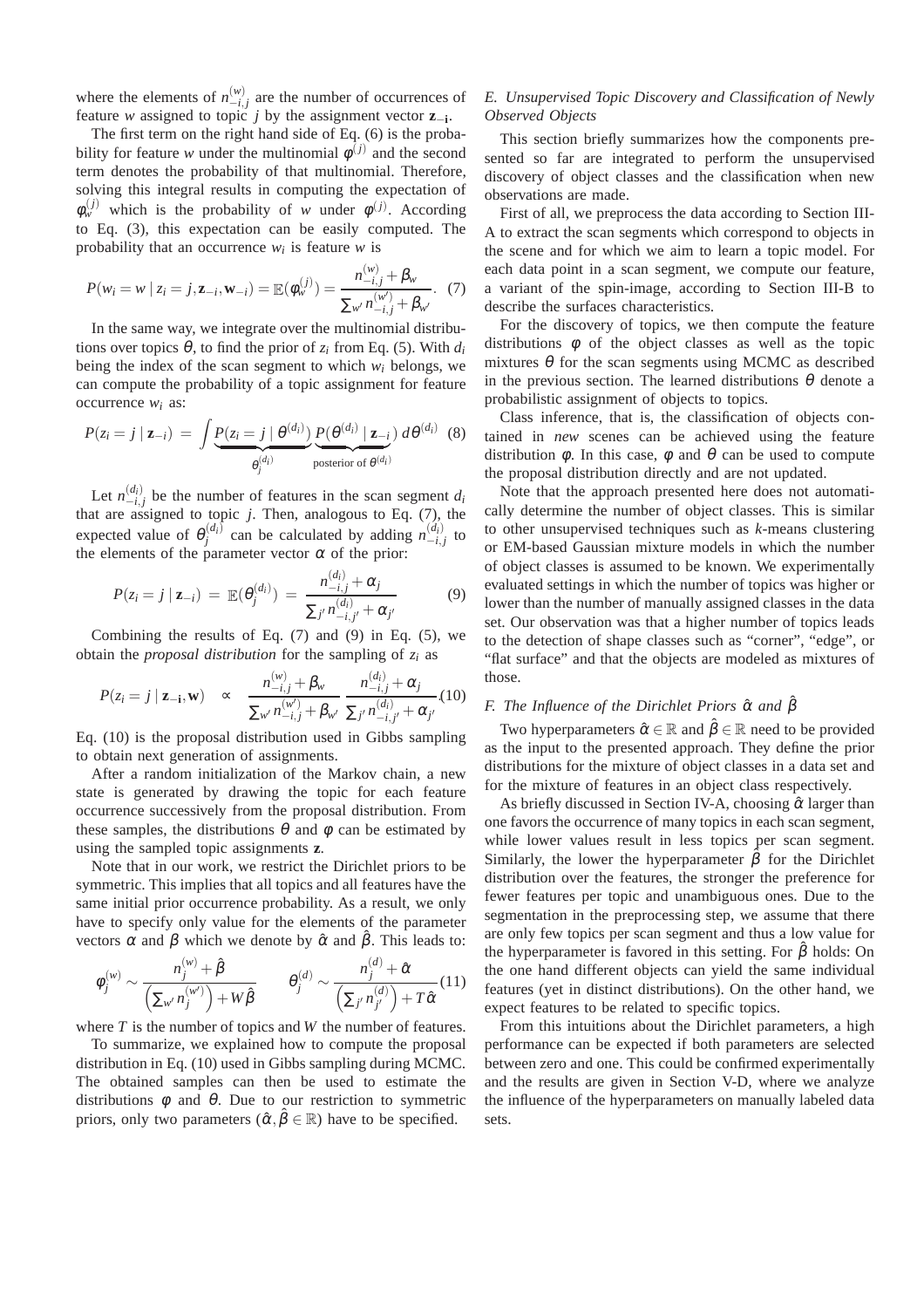where the elements of $n_{-i,j}^{(w)}$ are the number of occurrences of feature $w$ assigned to topic $j$ by the assignment vector $\mathbf{z_{-i}}$.

The first term on the right hand side of Eq. (6) is the probability for feature $w$ under the multinomial $\phi^{(j)}$ and the second term denotes the probability of that multinomial. Therefore, solving this integral results in computing the expectation of $\phi_w^{(j)}$ which is the probability of $w$ under $\phi^{(j)}$. According to Eq. (3), this expectation can be easily computed. The probability that an occurrence $w_i$ is feature $w$ is

$$P(w_i = w \mid z_i = j, \mathbf{z}_{-i}, \mathbf{w}_{-i}) = \mathbb{E}(\phi_w^{(j)}) = \frac{n_{-i,j}^{(w)} + \beta_w}{\sum_{w'} n_{-i,j}^{(w')} + \beta_{w'}}. \quad (7)$$

In the same way, we integrate over the multinomial distributions over topics $\theta$, to find the prior of $z_i$ from Eq. (5). With $d_i$ being the index of the scan segment to which $w_i$ belongs, we can compute the probability of a topic assignment for feature occurrence $w_i$ as:

$$P(z_i = j \mid \mathbf{z}_{-i}) \;=\; \int \underbrace{P(z_i = j \mid \theta^{(d_i)})}_{\theta_j^{(d_i)}} \underbrace{P(\theta^{(d_i)} \mid \mathbf{z}_{-i})}_{\text{posterior of } \theta^{(d_i)}} d\theta^{(d_i)} \quad (8)$$

Let $n_{-i,j}^{(d_i)}$ be the number of features in the scan segment $d_i$ that are assigned to topic $j$. Then, analogous to Eq. (7), the expected value of $\theta_j^{(d_i)}$ can be calculated by adding $n_{-i,j}^{(d_i)}$ to the elements of the parameter vector $\alpha$ of the prior:

$$P(z_i = j \mid \mathbf{z}_{-i}) \;=\; \mathbb{E}(\theta_j^{(d_i)}) \;=\; \frac{n_{-i,j}^{(d_i)} + \alpha_j}{\sum_{j'} n_{-i,j'}^{(d_i)} + \alpha_{j'}} \quad (9)$$

Combining the results of Eq. (7) and (9) in Eq. (5), we obtain the *proposal distribution* for the sampling of $z_i$ as

$$P(z_i = j \mid \mathbf{z_{-i}}, \mathbf{w}) \quad \propto \quad \frac{n_{-i,j}^{(w)} + \beta_w}{\sum_{w'} n_{-i,j}^{(w')} + \beta_{w'}} \, \frac{n_{-i,j}^{(d_i)} + \alpha_j}{\sum_{j'} n_{-i,j'}^{(d_i)} + \alpha_{j'}} \quad (10)$$

Eq. (10) is the proposal distribution used in Gibbs sampling to obtain next generation of assignments.

After a random initialization of the Markov chain, a new state is generated by drawing the topic for each feature occurrence successively from the proposal distribution. From these samples, the distributions $\theta$ and $\phi$ can be estimated by using the sampled topic assignments $\mathbf{z}$.

Note that in our work, we restrict the Dirichlet priors to be symmetric. This implies that all topics and all features have the same initial prior occurrence probability. As a result, we only have to specify only value for the elements of the parameter vectors $\alpha$ and $\beta$ which we denote by $\hat{\alpha}$ and $\hat{\beta}$. This leads to:

$$\phi_j^{(w)} \sim \frac{n_j^{(w)} + \hat{\beta}}{\left(\sum_{w'} n_j^{(w')}\right) + W\hat{\beta}} \qquad \theta_j^{(d)} \sim \frac{n_j^{(d)} + \hat{\alpha}}{\left(\sum_{j'} n_{j'}^{(d)}\right) + T\hat{\alpha}} \quad (11)$$

where $T$ is the number of topics and $W$ the number of features.

To summarize, we explained how to compute the proposal distribution in Eq. (10) used in Gibbs sampling during MCMC. The obtained samples can then be used to estimate the distributions $\phi$ and $\theta$. Due to our restriction to symmetric priors, only two parameters ($\hat{\alpha}, \hat{\beta} \in \mathbb{R}$) have to be specified.

### *E. Unsupervised Topic Discovery and Classification of Newly Observed Objects*

This section briefly summarizes how the components presented so far are integrated to perform the unsupervised discovery of object classes and the classification when new observations are made.

First of all, we preprocess the data according to Section III-A to extract the scan segments which correspond to objects in the scene and for which we aim to learn a topic model. For each data point in a scan segment, we compute our feature, a variant of the spin-image, according to Section III-B to describe the surfaces characteristics.

For the discovery of topics, we then compute the feature distributions $\phi$ of the object classes as well as the topic mixtures $\theta$ for the scan segments using MCMC as described in the previous section. The learned distributions $\theta$ denote a probabilistic assignment of objects to topics.

Class inference, that is, the classification of objects contained in *new* scenes can be achieved using the feature distribution $\phi$. In this case, $\phi$ and $\theta$ can be used to compute the proposal distribution directly and are not updated.

Note that the approach presented here does not automatically determine the number of object classes. This is similar to other unsupervised techniques such as $k$-means clustering or EM-based Gaussian mixture models in which the number of object classes is assumed to be known. We experimentally evaluated settings in which the number of topics was higher or lower than the number of manually assigned classes in the data set. Our observation was that a higher number of topics leads to the detection of shape classes such as "corner", "edge", or "flat surface" and that the objects are modeled as mixtures of those.

### *F. The Influence of the Dirichlet Priors $\hat{\alpha}$ and $\hat{\beta}$*

Two hyperparameters $\hat{\alpha} \in \mathbb{R}$ and $\hat{\beta} \in \mathbb{R}$ need to be provided as the input to the presented approach. They define the prior distributions for the mixture of object classes in a data set and for the mixture of features in an object class respectively.

As briefly discussed in Section IV-A, choosing $\hat{\alpha}$ larger than one favors the occurrence of many topics in each scan segment, while lower values result in less topics per scan segment. Similarly, the lower the hyperparameter $\hat{\beta}$ for the Dirichlet distribution over the features, the stronger the preference for fewer features per topic and unambiguous ones. Due to the segmentation in the preprocessing step, we assume that there are only few topics per scan segment and thus a low value for the hyperparameter is favored in this setting. For $\hat{\beta}$ holds: On the one hand different objects can yield the same individual features (yet in distinct distributions). On the other hand, we expect features to be related to specific topics.

From this intuitions about the Dirichlet parameters, a high performance can be expected if both parameters are selected between zero and one. This could be confirmed experimentally and the results are given in Section V-D, where we analyze the influence of the hyperparameters on manually labeled data sets.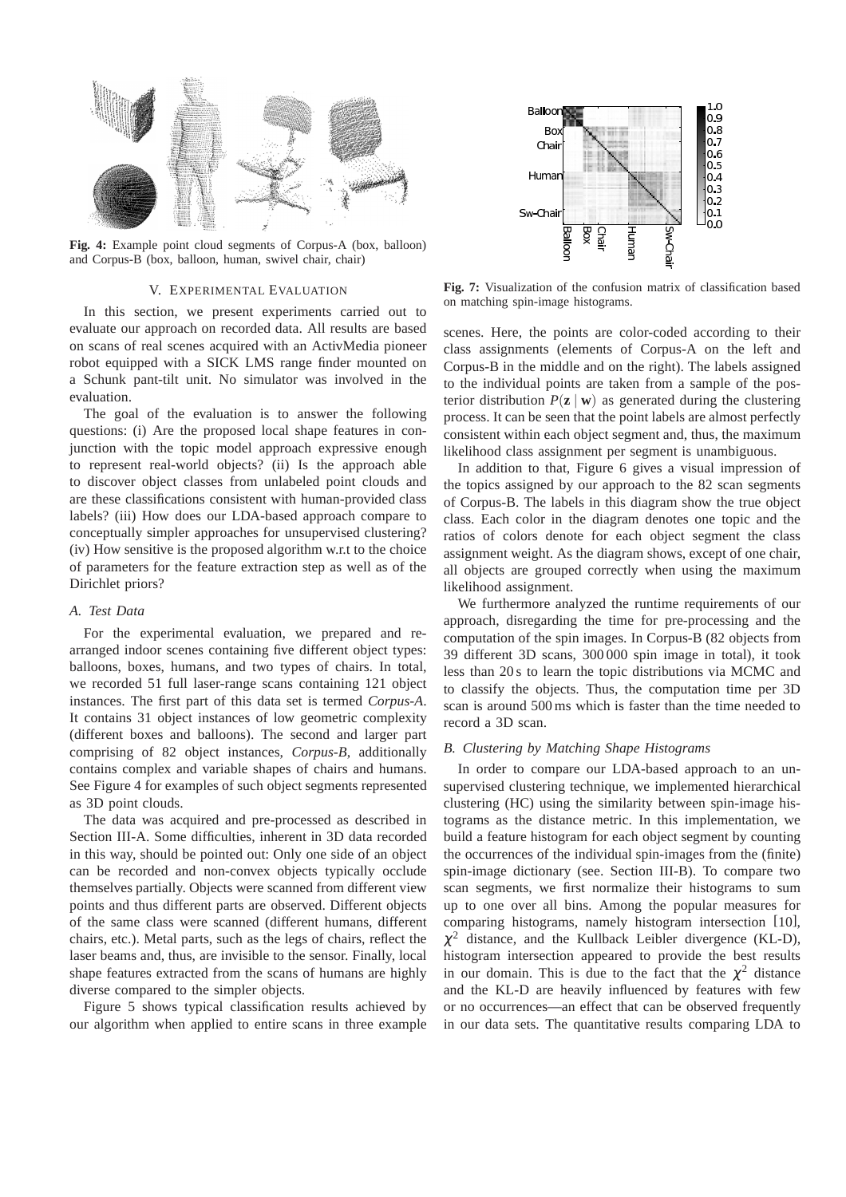Fig. 4: Example point cloud segments of Corpus-A (box, balloon) and Corpus-B (box, balloon, human, swivel chair, chair)

## V. EXPERIMENTAL EVALUATION

In this section, we present experiments carried out to evaluate our approach on recorded data. All results are based on scans of real scenes acquired with an ActivMedia pioneer robot equipped with a SICK LMS range finder mounted on a Schunk pant-tilt unit. No simulator was involved in the evaluation.

The goal of the evaluation is to answer the following questions: (i) Are the proposed local shape features in conjunction with the topic model approach expressive enough to represent real-world objects? (ii) Is the approach able to discover object classes from unlabeled point clouds and are these classifications consistent with human-provided class labels? (iii) How does our LDA-based approach compare to conceptually simpler approaches for unsupervised clustering? (iv) How sensitive is the proposed algorithm w.r.t to the choice of parameters for the feature extraction step as well as of the Dirichlet priors?

### *A. Test Data*

For the experimental evaluation, we prepared and rearranged indoor scenes containing five different object types: balloons, boxes, humans, and two types of chairs. In total, we recorded 51 full laser-range scans containing 121 object instances. The first part of this data set is termed *Corpus-A*. It contains 31 object instances of low geometric complexity (different boxes and balloons). The second and larger part comprising of 82 object instances, *Corpus-B*, additionally contains complex and variable shapes of chairs and humans. See Figure 4 for examples of such object segments represented as 3D point clouds.

The data was acquired and pre-processed as described in Section III-A. Some difficulties, inherent in 3D data recorded in this way, should be pointed out: Only one side of an object can be recorded and non-convex objects typically occlude themselves partially. Objects were scanned from different view points and thus different parts are observed. Different objects of the same class were scanned (different humans, different chairs, etc.). Metal parts, such as the legs of chairs, reflect the laser beams and, thus, are invisible to the sensor. Finally, local shape features extracted from the scans of humans are highly diverse compared to the simpler objects.

Figure 5 shows typical classification results achieved by our algorithm when applied to entire scans in three example scenes. Here, the points are color-coded according to their class assignments (elements of Corpus-A on the left and Corpus-B in the middle and on the right). The labels assigned to the individual points are taken from a sample of the posterior distribution $P(\mathbf{z} \mid \mathbf{w})$ as generated during the clustering process. It can be seen that the point labels are almost perfectly consistent within each object segment and, thus, the maximum likelihood class assignment per segment is unambiguous.

Fig. 7: Visualization of the confusion matrix of classification based on matching spin-image histograms.

In addition to that, Figure 6 gives a visual impression of the topics assigned by our approach to the 82 scan segments of Corpus-B. The labels in this diagram show the true object class. Each color in the diagram denotes one topic and the ratios of colors denote for each object segment the class assignment weight. As the diagram shows, except of one chair, all objects are grouped correctly when using the maximum likelihood assignment.

We furthermore analyzed the runtime requirements of our approach, disregarding the time for pre-processing and the computation of the spin images. In Corpus-B (82 objects from 39 different 3D scans, 300 000 spin image in total), it took less than 20 s to learn the topic distributions via MCMC and to classify the objects. Thus, the computation time per 3D scan is around 500 ms which is faster than the time needed to record a 3D scan.

### *B. Clustering by Matching Shape Histograms*

In order to compare our LDA-based approach to an unsupervised clustering technique, we implemented hierarchical clustering (HC) using the similarity between spin-image histograms as the distance metric. In this implementation, we build a feature histogram for each object segment by counting the occurrences of the individual spin-images from the (finite) spin-image dictionary (see. Section III-B). To compare two scan segments, we first normalize their histograms to sum up to one over all bins. Among the popular measures for comparing histograms, namely histogram intersection [10], $\chi^2$ distance, and the Kullback Leibler divergence (KL-D), histogram intersection appeared to provide the best results in our domain. This is due to the fact that the $\chi^2$ distance and the KL-D are heavily influenced by features with few or no occurrences—an effect that can be observed frequently in our data sets. The quantitative results comparing LDA to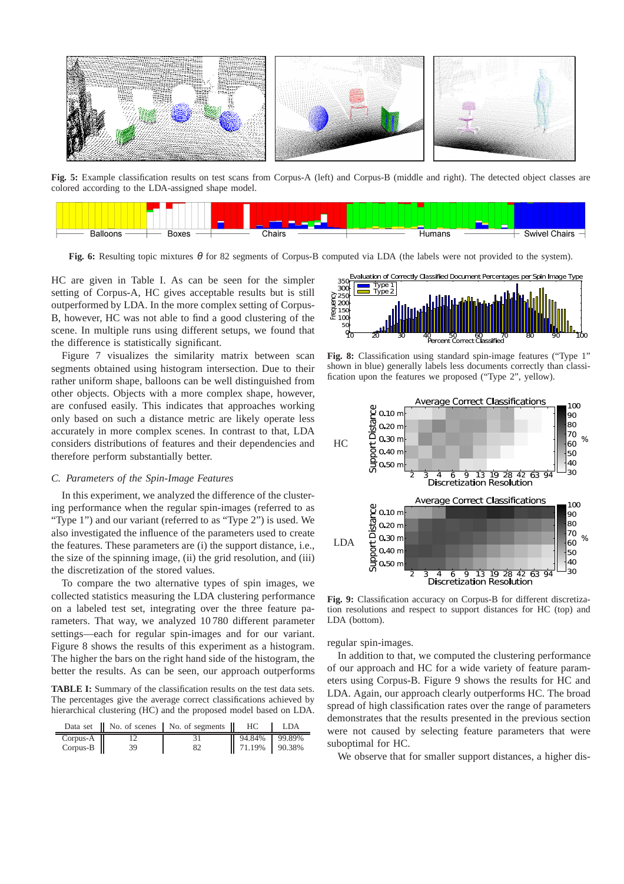Fig. 5: Example classification results on test scans from Corpus-A (left) and Corpus-B (middle and right). The detected object classes are colored according to the LDA-assigned shape model.

Fig. 6: Resulting topic mixtures $\theta$ for 82 segments of Corpus-B computed via LDA (the labels were not provided to the system).

HC are given in Table I. As can be seen for the simpler setting of Corpus-A, HC gives acceptable results but is still outperformed by LDA. In the more complex setting of Corpus-B, however, HC was not able to find a good clustering of the scene. In multiple runs using different setups, we found that the difference is statistically significant.

Figure 7 visualizes the similarity matrix between scan segments obtained using histogram intersection. Due to their rather uniform shape, balloons can be well distinguished from other objects. Objects with a more complex shape, however, are confused easily. This indicates that approaches working only based on such a distance metric are likely operate less accurately in more complex scenes. In contrast to that, LDA considers distributions of features and their dependencies and therefore perform substantially better.

### *C. Parameters of the Spin-Image Features*

In this experiment, we analyzed the difference of the clustering performance when the regular spin-images (referred to as "Type 1") and our variant (referred to as "Type 2") is used. We also investigated the influence of the parameters used to create the features. These parameters are (i) the support distance, i.e., the size of the spinning image, (ii) the grid resolution, and (iii) the discretization of the stored values.

To compare the two alternative types of spin images, we collected statistics measuring the LDA clustering performance on a labeled test set, integrating over the three feature parameters. That way, we analyzed 10 780 different parameter settings—each for regular spin-images and for our variant. Figure 8 shows the results of this experiment as a histogram. The higher the bars on the right hand side of the histogram, the better the results. As can be seen, our approach outperforms regular spin-images.

**TABLE I:** Summary of the classification results on the test data sets. The percentages give the average correct classifications achieved by hierarchical clustering (HC) and the proposed model based on LDA.

| Data set | No. of scenes | No. of segments | HC | LDA |
|---|---|---|---|---|
| Corpus-A | 12 | 31 | 94.84% | 99.89% |
| Corpus-B | 39 | 82 | 71.19% | 90.38% |

Fig. 8: Classification using standard spin-image features ("Type 1" shown in blue) generally labels less documents correctly than classification upon the features we proposed ("Type 2", yellow).

Fig. 9: Classification accuracy on Corpus-B for different discretization resolutions and respect to support distances for HC (top) and LDA (bottom).

In addition to that, we computed the clustering performance of our approach and HC for a wide variety of feature parameters using Corpus-B. Figure 9 shows the results for HC and LDA. Again, our approach clearly outperforms HC. The broad spread of high classification rates over the range of parameters demonstrates that the results presented in the previous section were not caused by selecting feature parameters that were suboptimal for HC.

We observe that for smaller support distances, a higher dis-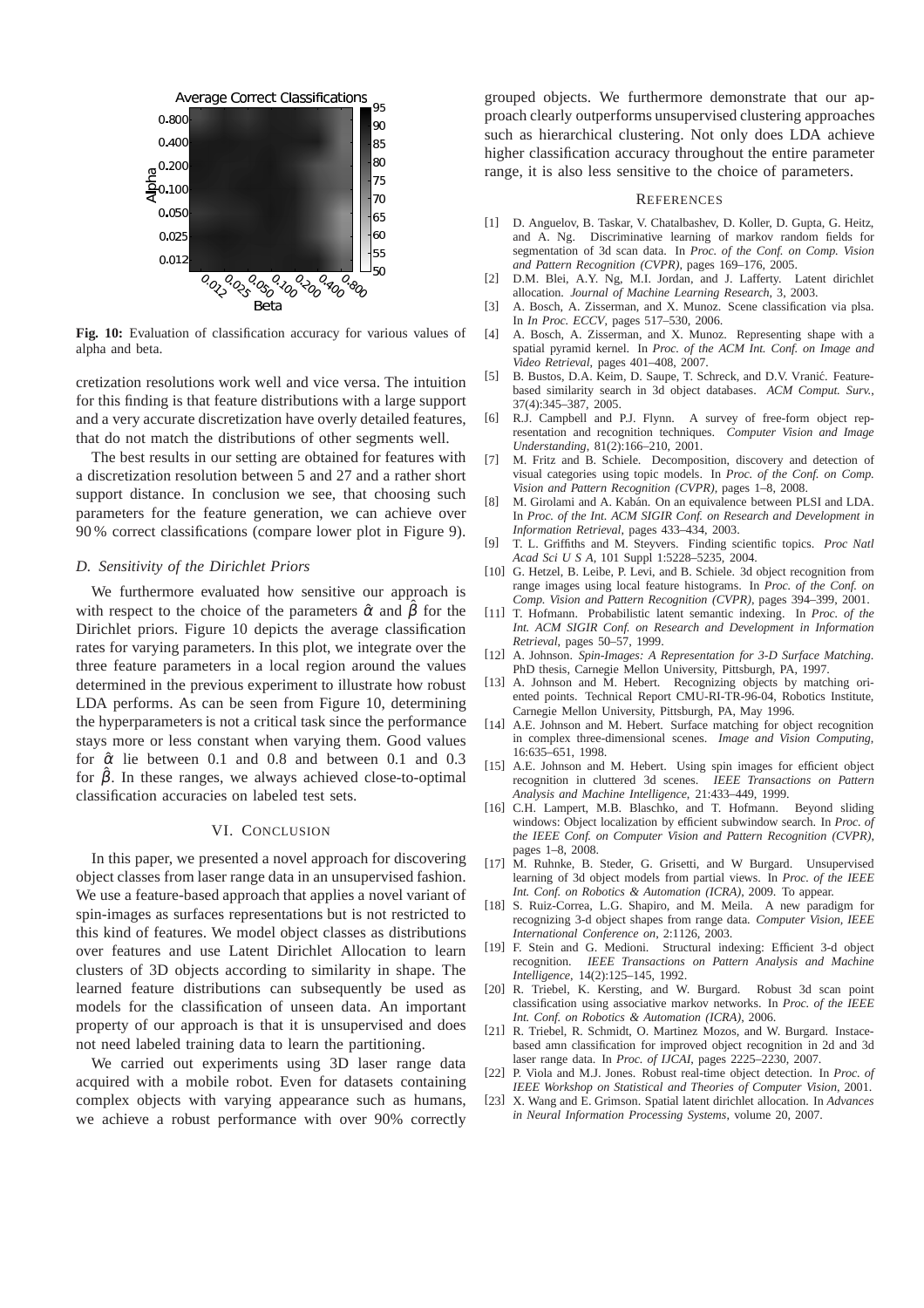Average Correct Classifications

Alpha

0.800
0.400
0.200
0.100
0.050
0.025
0.012

Beta

0.012 0.025 0.050 0.100 0.200 0.400 0.800

95
90
85
80
75
70
65
60
55
50

**Fig. 10:** Evaluation of classification accuracy for various values of alpha and beta.

cretization resolutions work well and vice versa. The intuition for this finding is that feature distributions with a large support and a very accurate discretization have overly detailed features, that do not match the distributions of other segments well.

The best results in our setting are obtained for features with a discretization resolution between 5 and 27 and a rather short support distance. In conclusion we see, that choosing such parameters for the feature generation, we can achieve over 90 % correct classifications (compare lower plot in Figure 9).

### D. Sensitivity of the Dirichlet Priors

We furthermore evaluated how sensitive our approach is with respect to the choice of the parameters $\hat{\alpha}$ and $\hat{\beta}$ for the Dirichlet priors. Figure 10 depicts the average classification rates for varying parameters. In this plot, we integrate over the three feature parameters in a local region around the values determined in the previous experiment to illustrate how robust LDA performs. As can be seen from Figure 10, determining the hyperparameters is not a critical task since the performance stays more or less constant when varying them. Good values for $\hat{\alpha}$ lie between 0.1 and 0.8 and between 0.1 and 0.3 for $\hat{\beta}$. In these ranges, we always achieved close-to-optimal classification accuracies on labeled test sets.

## VI. Conclusion

In this paper, we presented a novel approach for discovering object classes from laser range data in an unsupervised fashion. We use a feature-based approach that applies a novel variant of spin-images as surfaces representations but is not restricted to this kind of features. We model object classes as distributions over features and use Latent Dirichlet Allocation to learn clusters of 3D objects according to similarity in shape. The learned feature distributions can subsequently be used as models for the classification of unseen data. An important property of our approach is that it is unsupervised and does not need labeled training data to learn the partitioning.

We carried out experiments using 3D laser range data acquired with a mobile robot. Even for datasets containing complex objects with varying appearance such as humans, we achieve a robust performance with over 90% correctly grouped objects. We furthermore demonstrate that our approach clearly outperforms unsupervised clustering approaches such as hierarchical clustering. Not only does LDA achieve higher classification accuracy throughout the entire parameter range, it is also less sensitive to the choice of parameters.

## References

[1] D. Anguelov, B. Taskar, V. Chatalbashev, D. Koller, D. Gupta, G. Heitz, and A. Ng. Discriminative learning of markov random fields for segmentation of 3d scan data. In *Proc. of the Conf. on Comp. Vision and Pattern Recognition (CVPR)*, pages 169–176, 2005.

[2] D.M. Blei, A.Y. Ng, M.I. Jordan, and J. Lafferty. Latent dirichlet allocation. *Journal of Machine Learning Research*, 3, 2003.

[3] A. Bosch, A. Zisserman, and X. Munoz. Scene classification via plsa. In *In Proc. ECCV*, pages 517–530, 2006.

[4] A. Bosch, A. Zisserman, and X. Munoz. Representing shape with a spatial pyramid kernel. In *Proc. of the ACM Int. Conf. on Image and Video Retrieval*, pages 401–408, 2007.

[5] B. Bustos, D.A. Keim, D. Saupe, T. Schreck, and D.V. Vranić. Feature-based similarity search in 3d object databases. *ACM Comput. Surv.*, 37(4):345–387, 2005.

[6] R.J. Campbell and P.J. Flynn. A survey of free-form object representation and recognition techniques. *Computer Vision and Image Understanding*, 81(2):166–210, 2001.

[7] M. Fritz and B. Schiele. Decomposition, discovery and detection of visual categories using topic models. In *Proc. of the Conf. on Comp. Vision and Pattern Recognition (CVPR)*, pages 1–8, 2008.

[8] M. Girolami and A. Kabán. On an equivalence between PLSI and LDA. In *Proc. of the Int. ACM SIGIR Conf. on Research and Development in Information Retrieval*, pages 433–434, 2003.

[9] T. L. Griffiths and M. Steyvers. Finding scientific topics. *Proc Natl Acad Sci U S A*, 101 Suppl 1:5228–5235, 2004.

[10] G. Hetzel, B. Leibe, P. Levi, and B. Schiele. 3d object recognition from range images using local feature histograms. In *Proc. of the Conf. on Comp. Vision and Pattern Recognition (CVPR)*, pages 394–399, 2001.

[11] T. Hofmann. Probabilistic latent semantic indexing. In *Proc. of the Int. ACM SIGIR Conf. on Research and Development in Information Retrieval*, pages 50–57, 1999.

[12] A. Johnson. *Spin-Images: A Representation for 3-D Surface Matching*. PhD thesis, Carnegie Mellon University, Pittsburgh, PA, 1997.

[13] A. Johnson and M. Hebert. Recognizing objects by matching oriented points. Technical Report CMU-RI-TR-96-04, Robotics Institute, Carnegie Mellon University, Pittsburgh, PA, May 1996.

[14] A.E. Johnson and M. Hebert. Surface matching for object recognition in complex three-dimensional scenes. *Image and Vision Computing*, 16:635–651, 1998.

[15] A.E. Johnson and M. Hebert. Using spin images for efficient object recognition in cluttered 3d scenes. *IEEE Transactions on Pattern Analysis and Machine Intelligence*, 21:433–449, 1999.

[16] C.H. Lampert, M.B. Blaschko, and T. Hofmann. Beyond sliding windows: Object localization by efficient subwindow search. In *Proc. of the IEEE Conf. on Computer Vision and Pattern Recognition (CVPR)*, pages 1–8, 2008.

[17] M. Ruhnke, B. Steder, G. Grisetti, and W Burgard. Unsupervised learning of 3d object models from partial views. In *Proc. of the IEEE Int. Conf. on Robotics & Automation (ICRA)*, 2009. To appear.

[18] S. Ruiz-Correa, L.G. Shapiro, and M. Meila. A new paradigm for recognizing 3-d object shapes from range data. *Computer Vision, IEEE International Conference on*, 2:1126, 2003.

[19] F. Stein and G. Medioni. Structural indexing: Efficient 3-d object recognition. *IEEE Transactions on Pattern Analysis and Machine Intelligence*, 14(2):125–145, 1992.

[20] R. Triebel, K. Kersting, and W. Burgard. Robust 3d scan point classification using associative markov networks. In *Proc. of the IEEE Int. Conf. on Robotics & Automation (ICRA)*, 2006.

[21] R. Triebel, R. Schmidt, O. Martinez Mozos, and W. Burgard. Instace-based amn classification for improved object recognition in 2d and 3d laser range data. In *Proc. of IJCAI*, pages 2225–2230, 2007.

[22] P. Viola and M.J. Jones. Robust real-time object detection. In *Proc. of IEEE Workshop on Statistical and Theories of Computer Vision*, 2001.

[23] X. Wang and E. Grimson. Spatial latent dirichlet allocation. In *Advances in Neural Information Processing Systems*, volume 20, 2007.